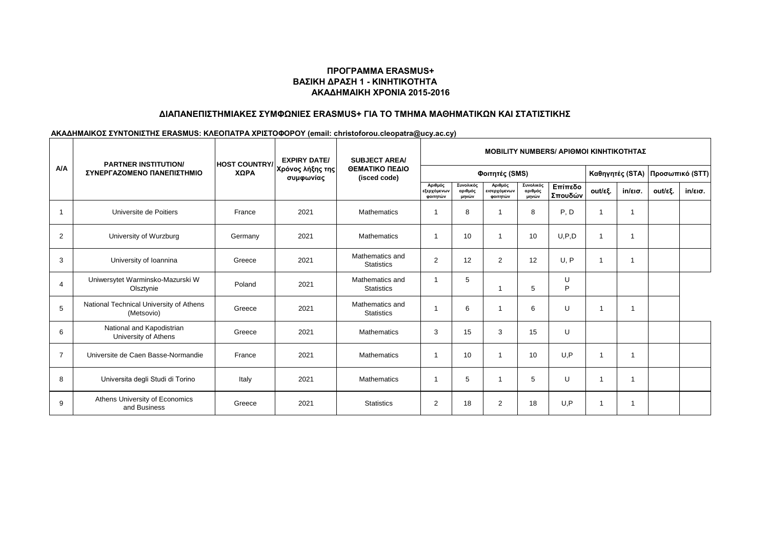**ΠΡΟΓΡΑΜΜΑ ERASMUS+**
**ΒΑΣΙΚΗ ΔΡΑΣΗ 1 - ΚΙΝΗΤΙΚΟΤΗΤΑ**
**ΑΚΑΔΗΜΑΙΚΗ ΧΡΟΝΙΑ 2015-2016**

**ΔΙΑΠΑΝΕΠΙΣΤΗΜΙΑΚΕΣ ΣΥΜΦΩΝΙΕΣ ERASMUS+ ΓΙΑ ΤΟ ΤΜΗΜΑ ΜΑΘΗΜΑΤΙΚΩΝ ΚΑΙ ΣΤΑΤΙΣΤΙΚΗΣ**

**ΑΚΑΔΗΜΑΙΚΟΣ ΣΥΝΤΟΝΙΣΤΗΣ ERASMUS: ΚΛΕΟΠΑΤΡΑ ΧΡΙΣΤΟΦΟΡΟΥ (email: christoforou.cleopatra@ucy.ac.cy)**

| A/A | PARTNER INSTITUTION/ ΣΥΝΕΡΓΑΖΟΜΕΝΟ ΠΑΝΕΠΙΣΤΗΜΙΟ | HOST COUNTRY/ ΧΩΡΑ | EXPIRY DATE/ Χρόνος λήξης της συμφωνίας | SUBJECT AREA/ ΘΕΜΑΤΙΚΟ ΠΕΔΙΟ (isced code) | MOBILITY NUMBERS/ ΑΡΙΘΜΟΙ ΚΙΝΗΤΙΚΟΤΗΤΑΣ | | | | | | | | |
|---|---|---|---|---|---|---|---|---|---|---|---|---|---|
| | | | | | Φοιτητές (SMS) | | | | | Καθηγητές (STA) | | Προσωπικό (STT) | |
| | | | | | Αριθμός εξερχόμενων φοιτητών | Συνολικός αριθμός μηνών | Αριθμός εισερχόμενων φοιτητών | Συνολικός αριθμός μηνών | Επίπεδο Σπουδών | out/εξ. | in/εισ. | out/εξ. | in/εισ. |
| 1 | Universite de Poitiers | France | 2021 | Mathematics | 1 | 8 | 1 | 8 | P, D | 1 | 1 | | |
| 2 | University of Wurzburg | Germany | 2021 | Mathematics | 1 | 10 | 1 | 10 | U,P,D | 1 | 1 | | |
| 3 | University of Ioannina | Greece | 2021 | Mathematics and Statistics | 2 | 12 | 2 | 12 | U, P | 1 | 1 | | |
| 4 | Uniwersytet Warminsko-Mazurski W Olsztynie | Poland | 2021 | Mathematics and Statistics | 1 | 5 | 1 | 5 | U P | | | | |
| 5 | National Technical University of Athens (Metsovio) | Greece | 2021 | Mathematics and Statistics | 1 | 6 | 1 | 6 | U | 1 | 1 | | |
| 6 | National and Kapodistrian University of Athens | Greece | 2021 | Mathematics | 3 | 15 | 3 | 15 | U | | | | |
| 7 | Universite de Caen Basse-Normandie | France | 2021 | Mathematics | 1 | 10 | 1 | 10 | U,P | 1 | 1 | | |
| 8 | Universita degli Studi di Torino | Italy | 2021 | Mathematics | 1 | 5 | 1 | 5 | U | 1 | 1 | | |
| 9 | Athens University of Economics and Business | Greece | 2021 | Statistics | 2 | 18 | 2 | 18 | U,P | 1 | 1 | | |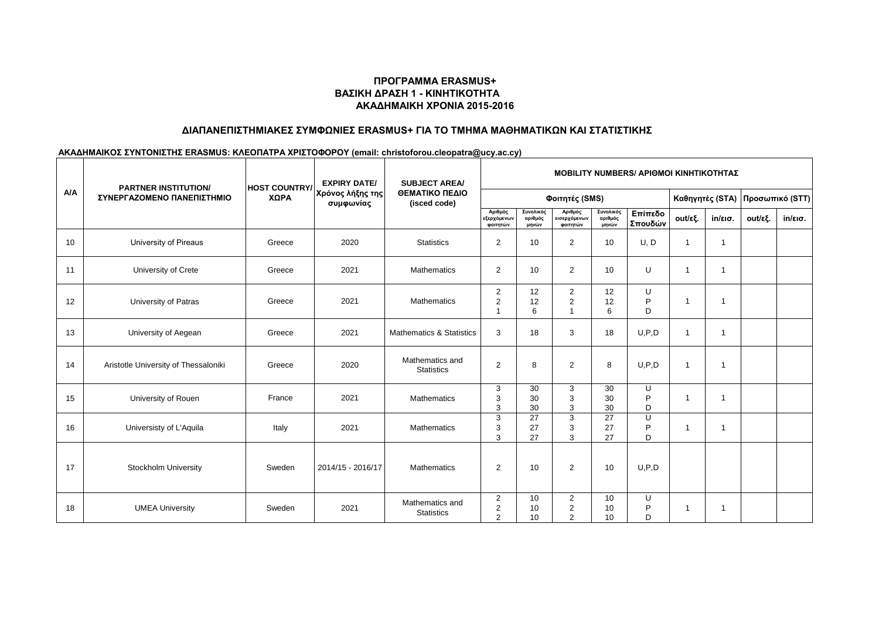**ΠΡΟΓΡΑΜΜΑ ERASMUS+**
**ΒΑΣΙΚΗ ΔΡΑΣΗ 1 - ΚΙΝΗΤΙΚΟΤΗΤΑ**
**ΑΚΑΔΗΜΑΙΚΗ ΧΡΟΝΙΑ 2015-2016**

**ΔΙΑΠΑΝΕΠΙΣΤΗΜΙΑΚΕΣ ΣΥΜΦΩΝΙΕΣ ERASMUS+ ΓΙΑ ΤΟ ΤΜΗΜΑ ΜΑΘΗΜΑΤΙΚΩΝ ΚΑΙ ΣΤΑΤΙΣΤΙΚΗΣ**

**ΑΚΑΔΗΜΑΙΚΟΣ ΣΥΝΤΟΝΙΣΤΗΣ ERASMUS: ΚΛΕΟΠΑΤΡΑ ΧΡΙΣΤΟΦΟΡΟΥ (email: christoforou.cleopatra@ucy.ac.cy)**

| Α/Α | PARTNER INSTITUTION/ ΣΥΝΕΡΓΑΖΟΜΕΝΟ ΠΑΝΕΠΙΣΤΗΜΙΟ | HOST COUNTRY/ ΧΩΡΑ | EXPIRY DATE/ Χρόνος λήξης της συμφωνίας | SUBJECT AREA/ ΘΕΜΑΤΙΚΟ ΠΕΔΙΟ (isced code) | MOBILITY NUMBERS/ ΑΡΙΘΜΟΙ ΚΙΝΗΤΙΚΟΤΗΤΑΣ | | | | | | | | |
|---|---|---|---|---|---|---|---|---|---|---|---|---|---|
| | | | | | Φοιτητές (SMS) | | | | | Καθηγητές (STA) | | Προσωπικό (STT) | |
| | | | | | Αριθμός εξερχόμενων φοιτητών | Συνολικός αριθμός μηνών | Αριθμός εισερχόμενων φοιτητών | Συνολικός αριθμός μηνών | Επίπεδο Σπουδών | out/εξ. | in/εισ. | out/εξ. | in/εισ. |
| 10 | University of Pireaus | Greece | 2020 | Statistics | 2 | 10 | 2 | 10 | U, D | 1 | 1 | | |
| 11 | University of Crete | Greece | 2021 | Mathematics | 2 | 10 | 2 | 10 | U | 1 | 1 | | |
| 12 | University of Patras | Greece | 2021 | Mathematics | 2<br>2<br>1 | 12<br>12<br>6 | 2<br>2<br>1 | 12<br>12<br>6 | U<br>P<br>D | 1 | 1 | | |
| 13 | University of Aegean | Greece | 2021 | Mathematics & Statistics | 3 | 18 | 3 | 18 | U,P,D | 1 | 1 | | |
| 14 | Aristotle University of Thessaloniki | Greece | 2020 | Mathematics and Statistics | 2 | 8 | 2 | 8 | U,P,D | 1 | 1 | | |
| 15 | University of Rouen | France | 2021 | Mathematics | 3<br>3<br>3 | 30<br>30<br>30 | 3<br>3<br>3 | 30<br>30<br>30 | U<br>P<br>D | 1 | 1 | | |
| 16 | Universisty of L'Aquila | Italy | 2021 | Mathematics | 3<br>3<br>3 | 27<br>27<br>27 | 3<br>3<br>3 | 27<br>27<br>27 | U<br>P<br>D | 1 | 1 | | |
| 17 | Stockholm University | Sweden | 2014/15 - 2016/17 | Mathematics | 2 | 10 | 2 | 10 | U,P,D | | | | |
| 18 | UMEA University | Sweden | 2021 | Mathematics and Statistics | 2<br>2<br>2 | 10<br>10<br>10 | 2<br>2<br>2 | 10<br>10<br>10 | U<br>P<br>D | 1 | 1 | | |